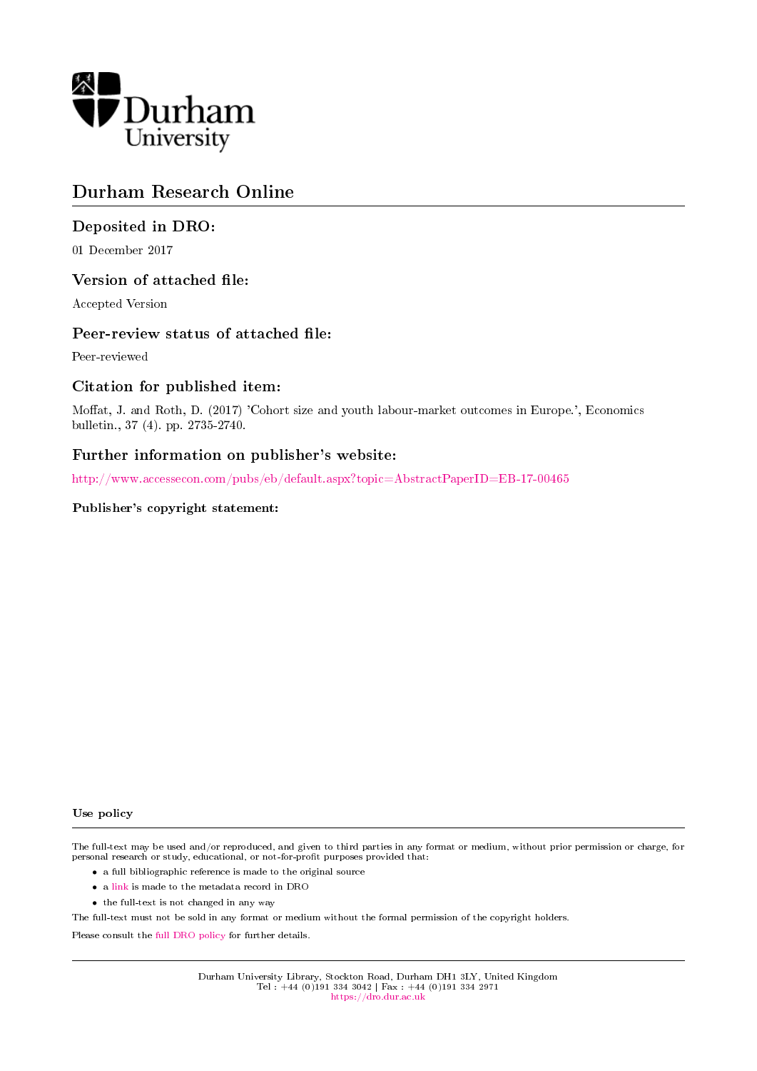Durham University

# Durham Research Online

## Deposited in DRO:

01 December 2017

## Version of attached file:

Accepted Version

## Peer-review status of attached file:

Peer-reviewed

## Citation for published item:

Moffat, J. and Roth, D. (2017) 'Cohort size and youth labour-market outcomes in Europe.', Economics bulletin., 37 (4). pp. 2735-2740.

## Further information on publisher's website:

http://www.accessecon.com/pubs/eb/default.aspx?topic=AbstractPaperID=EB-17-00465

### Publisher's copyright statement:

### Use policy

The full-text may be used and/or reproduced, and given to third parties in any format or medium, without prior permission or charge, for personal research or study, educational, or not-for-profit purposes provided that:

- a full bibliographic reference is made to the original source
- a link is made to the metadata record in DRO
- the full-text is not changed in any way

The full-text must not be sold in any format or medium without the formal permission of the copyright holders.

Please consult the full DRO policy for further details.

Durham University Library, Stockton Road, Durham DH1 3LY, United Kingdom
Tel : +44 (0)191 334 3042 | Fax : +44 (0)191 334 2971
https://dro.dur.ac.uk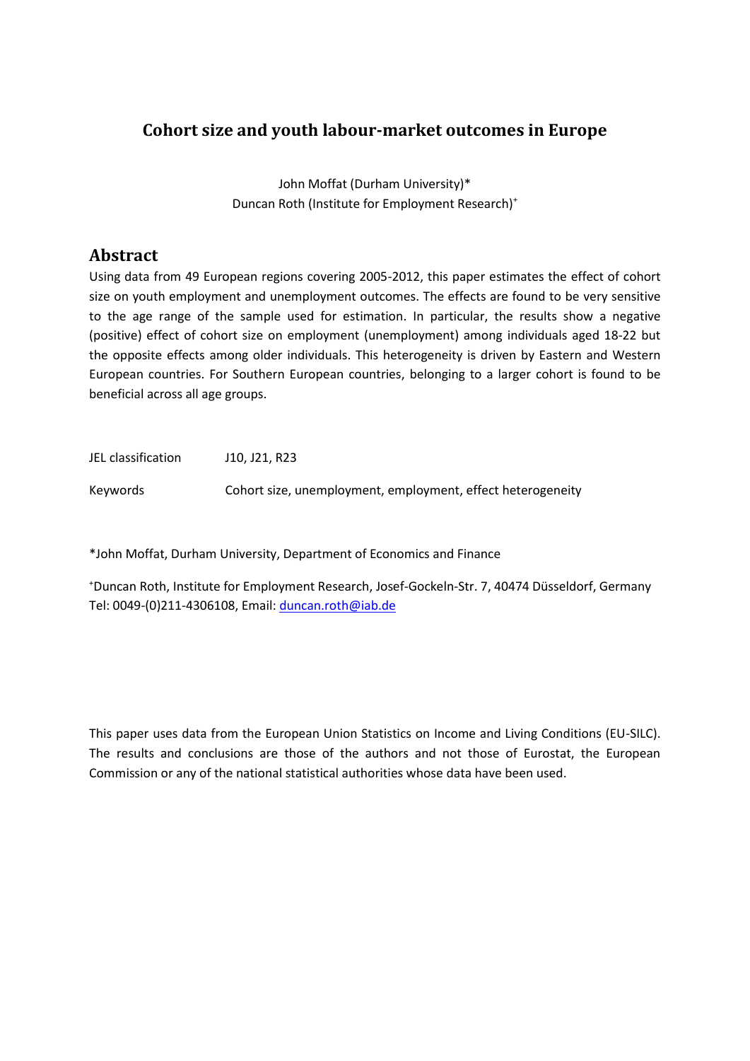# Cohort size and youth labour-market outcomes in Europe

John Moffat (Durham University)*
Duncan Roth (Institute for Employment Research)+

## Abstract

Using data from 49 European regions covering 2005-2012, this paper estimates the effect of cohort size on youth employment and unemployment outcomes. The effects are found to be very sensitive to the age range of the sample used for estimation. In particular, the results show a negative (positive) effect of cohort size on employment (unemployment) among individuals aged 18-22 but the opposite effects among older individuals. This heterogeneity is driven by Eastern and Western European countries. For Southern European countries, belonging to a larger cohort is found to be beneficial across all age groups.

JEL classification J10, J21, R23

Keywords Cohort size, unemployment, employment, effect heterogeneity

*John Moffat, Durham University, Department of Economics and Finance

+Duncan Roth, Institute for Employment Research, Josef-Gockeln-Str. 7, 40474 Düsseldorf, Germany
Tel: 0049-(0)211-4306108, Email: duncan.roth@iab.de

This paper uses data from the European Union Statistics on Income and Living Conditions (EU-SILC). The results and conclusions are those of the authors and not those of Eurostat, the European Commission or any of the national statistical authorities whose data have been used.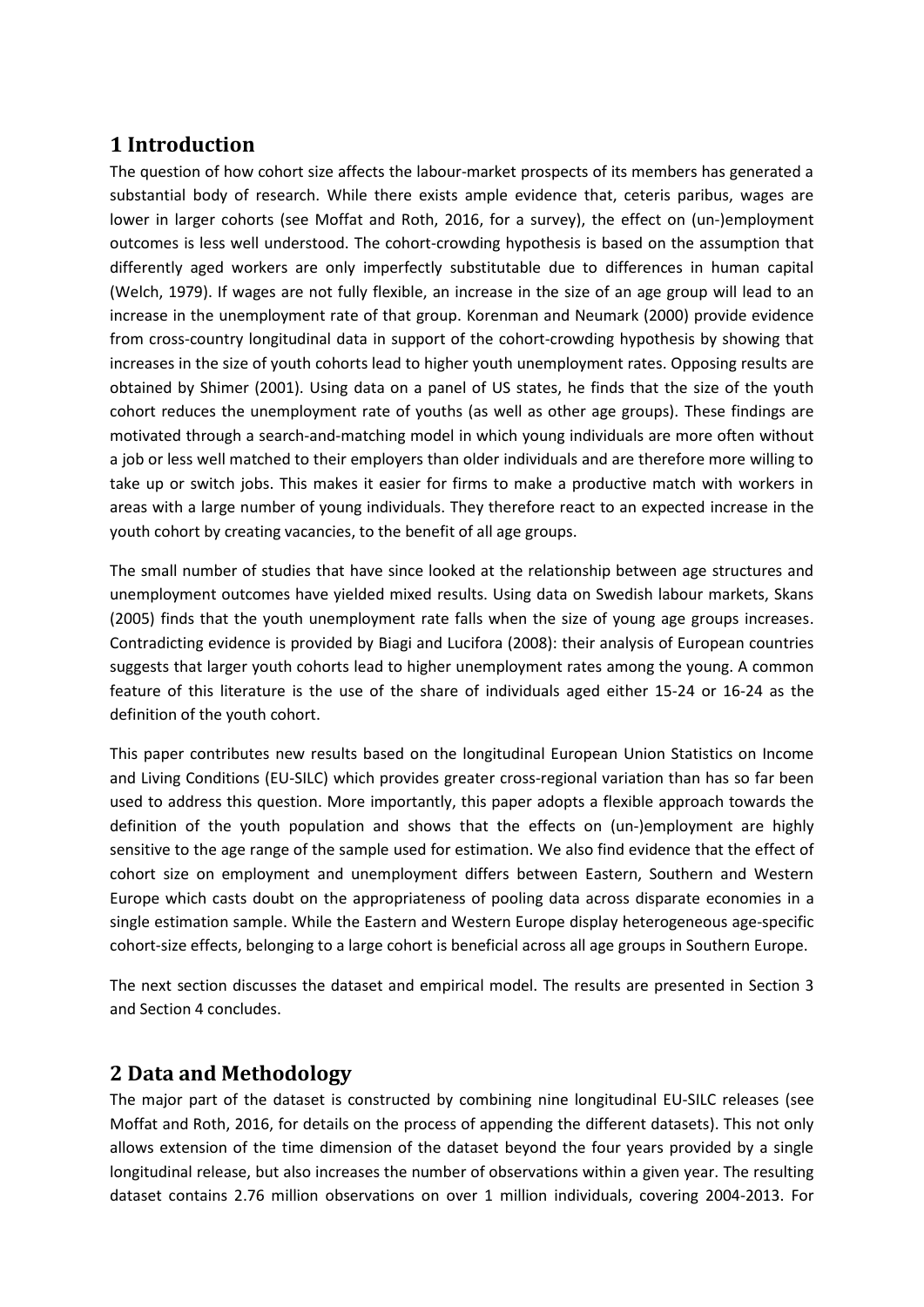# 1 Introduction

The question of how cohort size affects the labour-market prospects of its members has generated a substantial body of research. While there exists ample evidence that, ceteris paribus, wages are lower in larger cohorts (see Moffat and Roth, 2016, for a survey), the effect on (un-)employment outcomes is less well understood. The cohort-crowding hypothesis is based on the assumption that differently aged workers are only imperfectly substitutable due to differences in human capital (Welch, 1979). If wages are not fully flexible, an increase in the size of an age group will lead to an increase in the unemployment rate of that group. Korenman and Neumark (2000) provide evidence from cross-country longitudinal data in support of the cohort-crowding hypothesis by showing that increases in the size of youth cohorts lead to higher youth unemployment rates. Opposing results are obtained by Shimer (2001). Using data on a panel of US states, he finds that the size of the youth cohort reduces the unemployment rate of youths (as well as other age groups). These findings are motivated through a search-and-matching model in which young individuals are more often without a job or less well matched to their employers than older individuals and are therefore more willing to take up or switch jobs. This makes it easier for firms to make a productive match with workers in areas with a large number of young individuals. They therefore react to an expected increase in the youth cohort by creating vacancies, to the benefit of all age groups.

The small number of studies that have since looked at the relationship between age structures and unemployment outcomes have yielded mixed results. Using data on Swedish labour markets, Skans (2005) finds that the youth unemployment rate falls when the size of young age groups increases. Contradicting evidence is provided by Biagi and Lucifora (2008): their analysis of European countries suggests that larger youth cohorts lead to higher unemployment rates among the young. A common feature of this literature is the use of the share of individuals aged either 15-24 or 16-24 as the definition of the youth cohort.

This paper contributes new results based on the longitudinal European Union Statistics on Income and Living Conditions (EU-SILC) which provides greater cross-regional variation than has so far been used to address this question. More importantly, this paper adopts a flexible approach towards the definition of the youth population and shows that the effects on (un-)employment are highly sensitive to the age range of the sample used for estimation. We also find evidence that the effect of cohort size on employment and unemployment differs between Eastern, Southern and Western Europe which casts doubt on the appropriateness of pooling data across disparate economies in a single estimation sample. While the Eastern and Western Europe display heterogeneous age-specific cohort-size effects, belonging to a large cohort is beneficial across all age groups in Southern Europe.

The next section discusses the dataset and empirical model. The results are presented in Section 3 and Section 4 concludes.

# 2 Data and Methodology

The major part of the dataset is constructed by combining nine longitudinal EU-SILC releases (see Moffat and Roth, 2016, for details on the process of appending the different datasets). This not only allows extension of the time dimension of the dataset beyond the four years provided by a single longitudinal release, but also increases the number of observations within a given year. The resulting dataset contains 2.76 million observations on over 1 million individuals, covering 2004-2013. For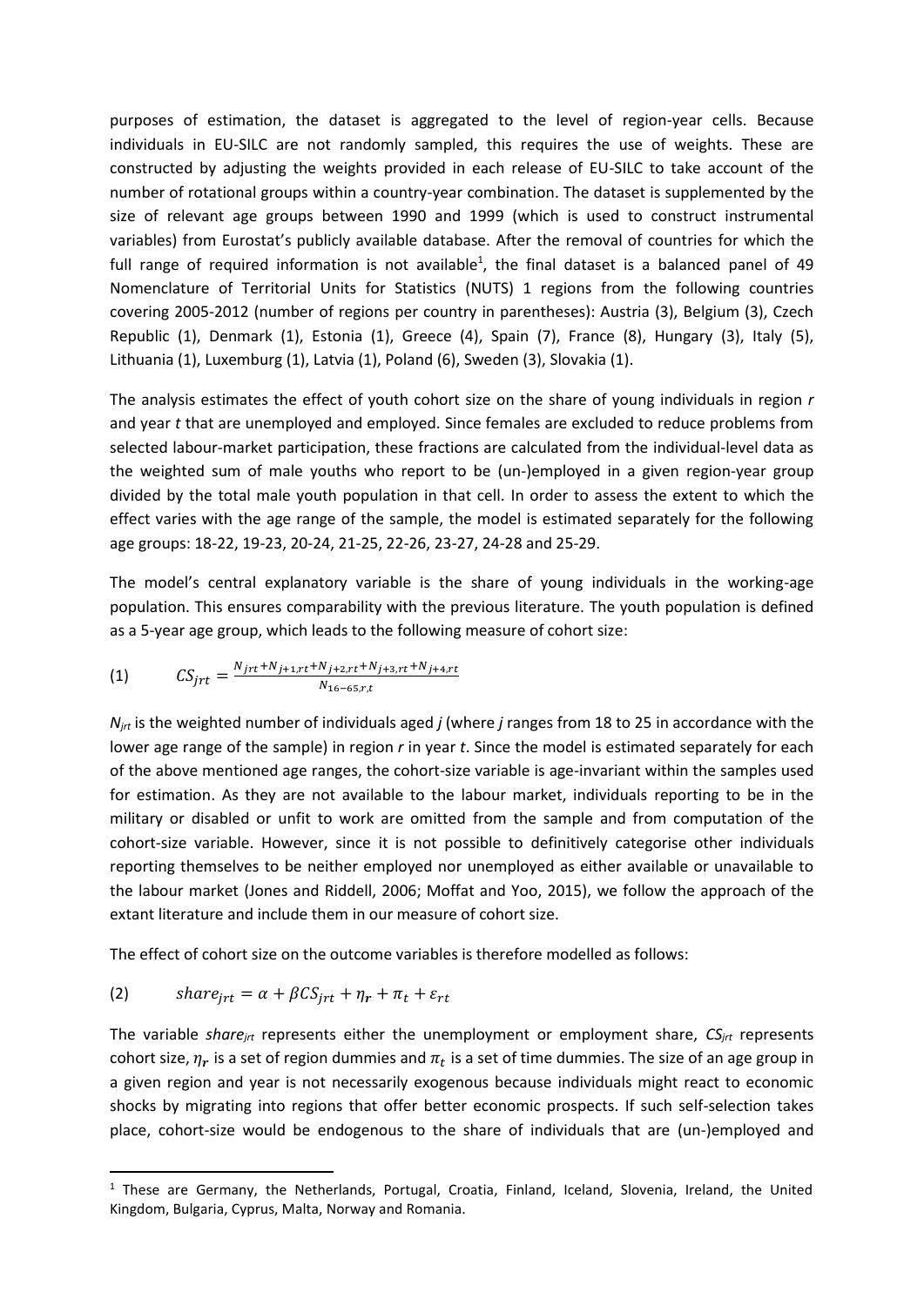purposes of estimation, the dataset is aggregated to the level of region-year cells. Because individuals in EU-SILC are not randomly sampled, this requires the use of weights. These are constructed by adjusting the weights provided in each release of EU-SILC to take account of the number of rotational groups within a country-year combination. The dataset is supplemented by the size of relevant age groups between 1990 and 1999 (which is used to construct instrumental variables) from Eurostat's publicly available database. After the removal of countries for which the full range of required information is not available[1], the final dataset is a balanced panel of 49 Nomenclature of Territorial Units for Statistics (NUTS) 1 regions from the following countries covering 2005-2012 (number of regions per country in parentheses): Austria (3), Belgium (3), Czech Republic (1), Denmark (1), Estonia (1), Greece (4), Spain (7), France (8), Hungary (3), Italy (5), Lithuania (1), Luxemburg (1), Latvia (1), Poland (6), Sweden (3), Slovakia (1).

The analysis estimates the effect of youth cohort size on the share of young individuals in region *r* and year *t* that are unemployed and employed. Since females are excluded to reduce problems from selected labour-market participation, these fractions are calculated from the individual-level data as the weighted sum of male youths who report to be (un-)employed in a given region-year group divided by the total male youth population in that cell. In order to assess the extent to which the effect varies with the age range of the sample, the model is estimated separately for the following age groups: 18-22, 19-23, 20-24, 21-25, 22-26, 23-27, 24-28 and 25-29.

The model's central explanatory variable is the share of young individuals in the working-age population. This ensures comparability with the previous literature. The youth population is defined as a 5-year age group, which leads to the following measure of cohort size:

$$(1) \qquad CS_{jrt} = \frac{N_{jrt} + N_{j+1,rt} + N_{j+2,rt} + N_{j+3,rt} + N_{j+4,rt}}{N_{16-65,r,t}}$$

$N_{jrt}$ is the weighted number of individuals aged *j* (where *j* ranges from 18 to 25 in accordance with the lower age range of the sample) in region *r* in year *t*. Since the model is estimated separately for each of the above mentioned age ranges, the cohort-size variable is age-invariant within the samples used for estimation. As they are not available to the labour market, individuals reporting to be in the military or disabled or unfit to work are omitted from the sample and from computation of the cohort-size variable. However, since it is not possible to definitively categorise other individuals reporting themselves to be neither employed nor unemployed as either available or unavailable to the labour market (Jones and Riddell, 2006; Moffat and Yoo, 2015), we follow the approach of the extant literature and include them in our measure of cohort size.

The effect of cohort size on the outcome variables is therefore modelled as follows:

$$(2) \qquad share_{jrt} = \alpha + \beta CS_{jrt} + \eta_r + \pi_t + \varepsilon_{rt}$$

The variable $share_{jrt}$ represents either the unemployment or employment share, $CS_{jrt}$ represents cohort size, $\eta_r$ is a set of region dummies and $\pi_t$ is a set of time dummies. The size of an age group in a given region and year is not necessarily exogenous because individuals might react to economic shocks by migrating into regions that offer better economic prospects. If such self-selection takes place, cohort-size would be endogenous to the share of individuals that are (un-)employed and

[1] These are Germany, the Netherlands, Portugal, Croatia, Finland, Iceland, Slovenia, Ireland, the United Kingdom, Bulgaria, Cyprus, Malta, Norway and Romania.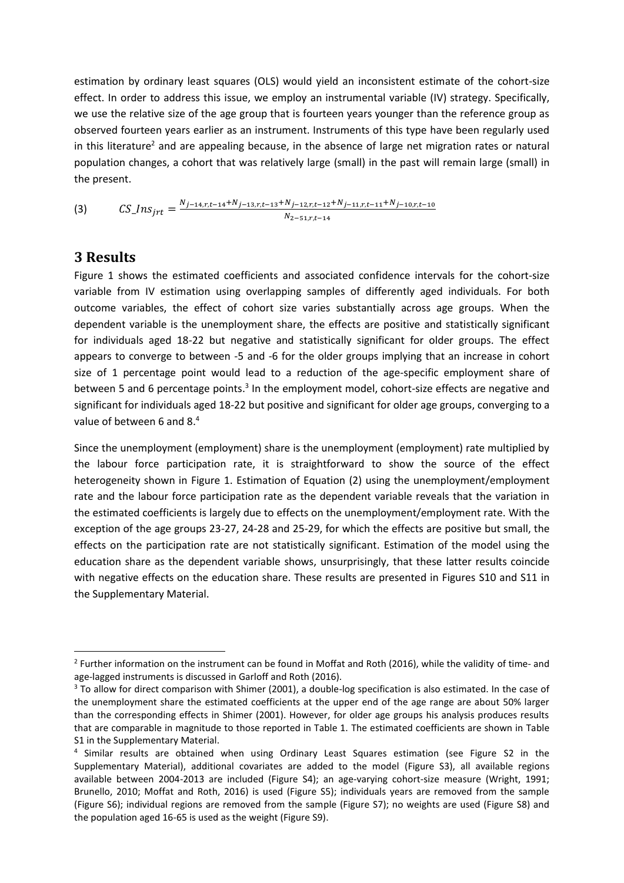estimation by ordinary least squares (OLS) would yield an inconsistent estimate of the cohort-size effect. In order to address this issue, we employ an instrumental variable (IV) strategy. Specifically, we use the relative size of the age group that is fourteen years younger than the reference group as observed fourteen years earlier as an instrument. Instruments of this type have been regularly used in this literature[2] and are appealing because, in the absence of large net migration rates or natural population changes, a cohort that was relatively large (small) in the past will remain large (small) in the present.

$$CS\_Ins_{jrt} = \frac{N_{j-14,r,t-14}+N_{j-13,r,t-13}+N_{j-12,r,t-12}+N_{j-11,r,t-11}+N_{j-10,r,t-10}}{N_{2-51,r,t-14}} \quad (3)$$

## 3 Results

Figure 1 shows the estimated coefficients and associated confidence intervals for the cohort-size variable from IV estimation using overlapping samples of differently aged individuals. For both outcome variables, the effect of cohort size varies substantially across age groups. When the dependent variable is the unemployment share, the effects are positive and statistically significant for individuals aged 18-22 but negative and statistically significant for older groups. The effect appears to converge to between -5 and -6 for the older groups implying that an increase in cohort size of 1 percentage point would lead to a reduction of the age-specific employment share of between 5 and 6 percentage points.[3] In the employment model, cohort-size effects are negative and significant for individuals aged 18-22 but positive and significant for older age groups, converging to a value of between 6 and 8.[4]

Since the unemployment (employment) share is the unemployment (employment) rate multiplied by the labour force participation rate, it is straightforward to show the source of the effect heterogeneity shown in Figure 1. Estimation of Equation (2) using the unemployment/employment rate and the labour force participation rate as the dependent variable reveals that the variation in the estimated coefficients is largely due to effects on the unemployment/employment rate. With the exception of the age groups 23-27, 24-28 and 25-29, for which the effects are positive but small, the effects on the participation rate are not statistically significant. Estimation of the model using the education share as the dependent variable shows, unsurprisingly, that these latter results coincide with negative effects on the education share. These results are presented in Figures S10 and S11 in the Supplementary Material.

[2] Further information on the instrument can be found in Moffat and Roth (2016), while the validity of time- and age-lagged instruments is discussed in Garloff and Roth (2016).

[3] To allow for direct comparison with Shimer (2001), a double-log specification is also estimated. In the case of the unemployment share the estimated coefficients at the upper end of the age range are about 50% larger than the corresponding effects in Shimer (2001). However, for older age groups his analysis produces results that are comparable in magnitude to those reported in Table 1. The estimated coefficients are shown in Table S1 in the Supplementary Material.

[4] Similar results are obtained when using Ordinary Least Squares estimation (see Figure S2 in the Supplementary Material), additional covariates are added to the model (Figure S3), all available regions available between 2004-2013 are included (Figure S4); an age-varying cohort-size measure (Wright, 1991; Brunello, 2010; Moffat and Roth, 2016) is used (Figure S5); individuals years are removed from the sample (Figure S6); individual regions are removed from the sample (Figure S7); no weights are used (Figure S8) and the population aged 16-65 is used as the weight (Figure S9).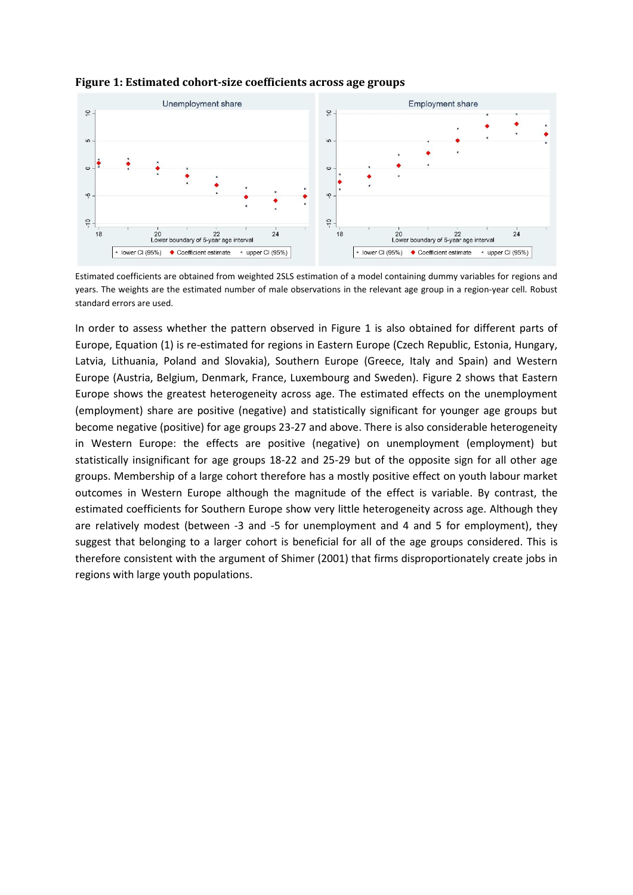**Figure 1: Estimated cohort-size coefficients across age groups**

Estimated coefficients are obtained from weighted 2SLS estimation of a model containing dummy variables for regions and years. The weights are the estimated number of male observations in the relevant age group in a region-year cell. Robust standard errors are used.

In order to assess whether the pattern observed in Figure 1 is also obtained for different parts of Europe, Equation (1) is re-estimated for regions in Eastern Europe (Czech Republic, Estonia, Hungary, Latvia, Lithuania, Poland and Slovakia), Southern Europe (Greece, Italy and Spain) and Western Europe (Austria, Belgium, Denmark, France, Luxembourg and Sweden). Figure 2 shows that Eastern Europe shows the greatest heterogeneity across age. The estimated effects on the unemployment (employment) share are positive (negative) and statistically significant for younger age groups but become negative (positive) for age groups 23-27 and above. There is also considerable heterogeneity in Western Europe: the effects are positive (negative) on unemployment (employment) but statistically insignificant for age groups 18-22 and 25-29 but of the opposite sign for all other age groups. Membership of a large cohort therefore has a mostly positive effect on youth labour market outcomes in Western Europe although the magnitude of the effect is variable. By contrast, the estimated coefficients for Southern Europe show very little heterogeneity across age. Although they are relatively modest (between -3 and -5 for unemployment and 4 and 5 for employment), they suggest that belonging to a larger cohort is beneficial for all of the age groups considered. This is therefore consistent with the argument of Shimer (2001) that firms disproportionately create jobs in regions with large youth populations.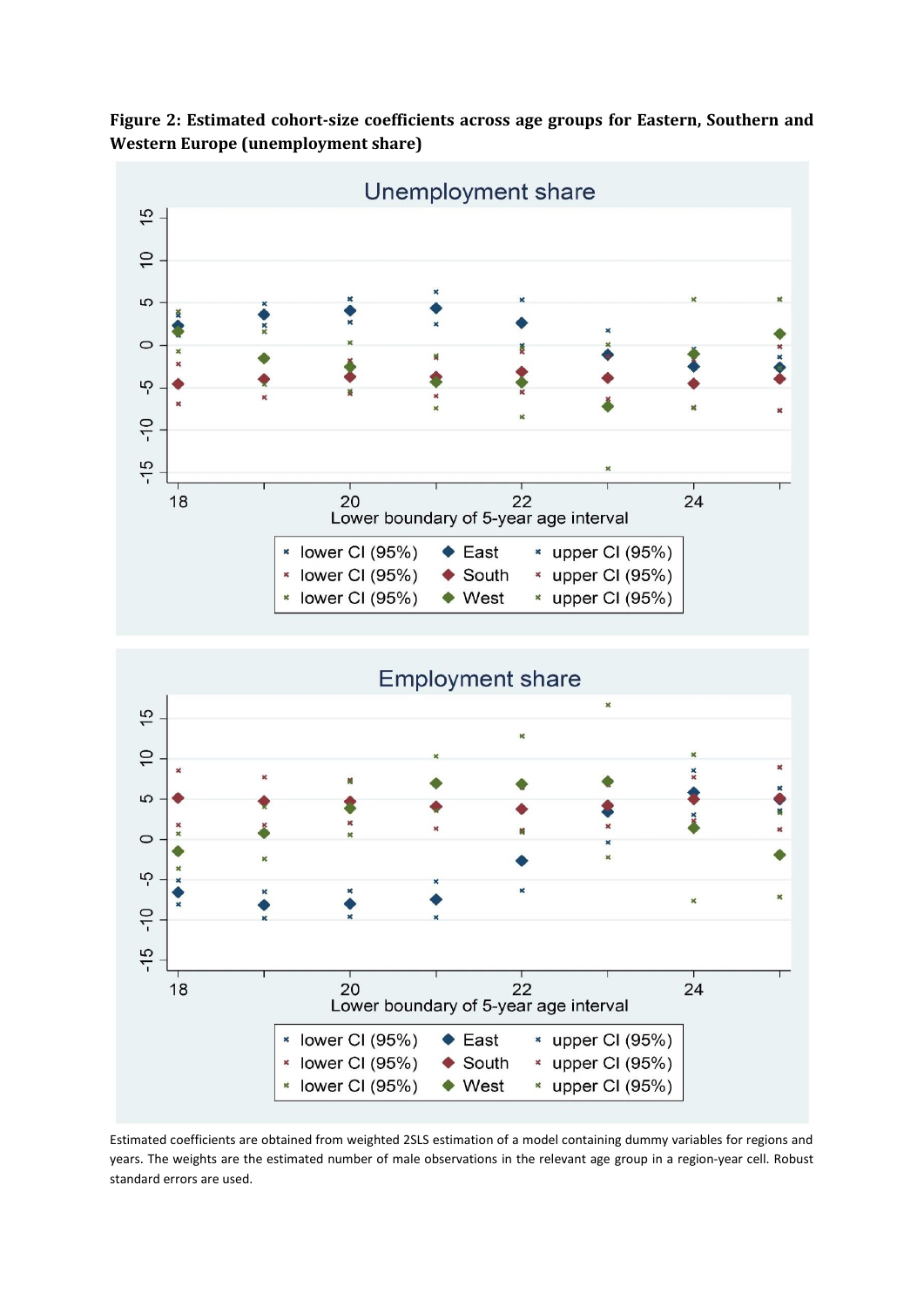**Figure 2: Estimated cohort-size coefficients across age groups for Eastern, Southern and Western Europe (unemployment share)**

Estimated coefficients are obtained from weighted 2SLS estimation of a model containing dummy variables for regions and years. The weights are the estimated number of male observations in the relevant age group in a region-year cell. Robust standard errors are used.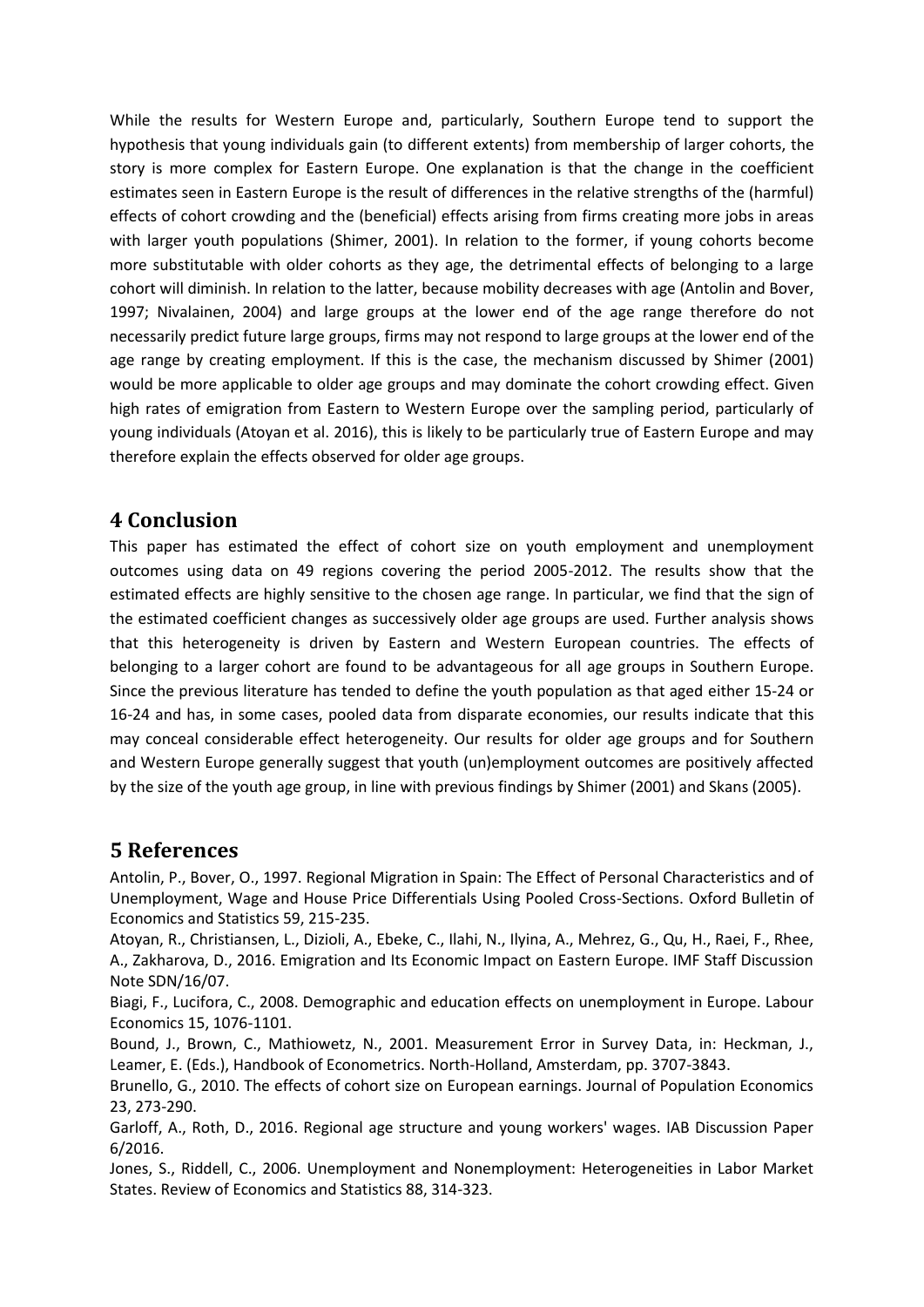While the results for Western Europe and, particularly, Southern Europe tend to support the hypothesis that young individuals gain (to different extents) from membership of larger cohorts, the story is more complex for Eastern Europe. One explanation is that the change in the coefficient estimates seen in Eastern Europe is the result of differences in the relative strengths of the (harmful) effects of cohort crowding and the (beneficial) effects arising from firms creating more jobs in areas with larger youth populations (Shimer, 2001). In relation to the former, if young cohorts become more substitutable with older cohorts as they age, the detrimental effects of belonging to a large cohort will diminish. In relation to the latter, because mobility decreases with age (Antolin and Bover, 1997; Nivalainen, 2004) and large groups at the lower end of the age range therefore do not necessarily predict future large groups, firms may not respond to large groups at the lower end of the age range by creating employment. If this is the case, the mechanism discussed by Shimer (2001) would be more applicable to older age groups and may dominate the cohort crowding effect. Given high rates of emigration from Eastern to Western Europe over the sampling period, particularly of young individuals (Atoyan et al. 2016), this is likely to be particularly true of Eastern Europe and may therefore explain the effects observed for older age groups.

## 4 Conclusion

This paper has estimated the effect of cohort size on youth employment and unemployment outcomes using data on 49 regions covering the period 2005-2012. The results show that the estimated effects are highly sensitive to the chosen age range. In particular, we find that the sign of the estimated coefficient changes as successively older age groups are used. Further analysis shows that this heterogeneity is driven by Eastern and Western European countries. The effects of belonging to a larger cohort are found to be advantageous for all age groups in Southern Europe. Since the previous literature has tended to define the youth population as that aged either 15-24 or 16-24 and has, in some cases, pooled data from disparate economies, our results indicate that this may conceal considerable effect heterogeneity. Our results for older age groups and for Southern and Western Europe generally suggest that youth (un)employment outcomes are positively affected by the size of the youth age group, in line with previous findings by Shimer (2001) and Skans (2005).

## 5 References

Antolin, P., Bover, O., 1997. Regional Migration in Spain: The Effect of Personal Characteristics and of Unemployment, Wage and House Price Differentials Using Pooled Cross-Sections. Oxford Bulletin of Economics and Statistics 59, 215-235.

Atoyan, R., Christiansen, L., Dizioli, A., Ebeke, C., Ilahi, N., Ilyina, A., Mehrez, G., Qu, H., Raei, F., Rhee, A., Zakharova, D., 2016. Emigration and Its Economic Impact on Eastern Europe. IMF Staff Discussion Note SDN/16/07.

Biagi, F., Lucifora, C., 2008. Demographic and education effects on unemployment in Europe. Labour Economics 15, 1076-1101.

Bound, J., Brown, C., Mathiowetz, N., 2001. Measurement Error in Survey Data, in: Heckman, J., Leamer, E. (Eds.), Handbook of Econometrics. North-Holland, Amsterdam, pp. 3707-3843.

Brunello, G., 2010. The effects of cohort size on European earnings. Journal of Population Economics 23, 273-290.

Garloff, A., Roth, D., 2016. Regional age structure and young workers' wages. IAB Discussion Paper 6/2016.

Jones, S., Riddell, C., 2006. Unemployment and Nonemployment: Heterogeneities in Labor Market States. Review of Economics and Statistics 88, 314-323.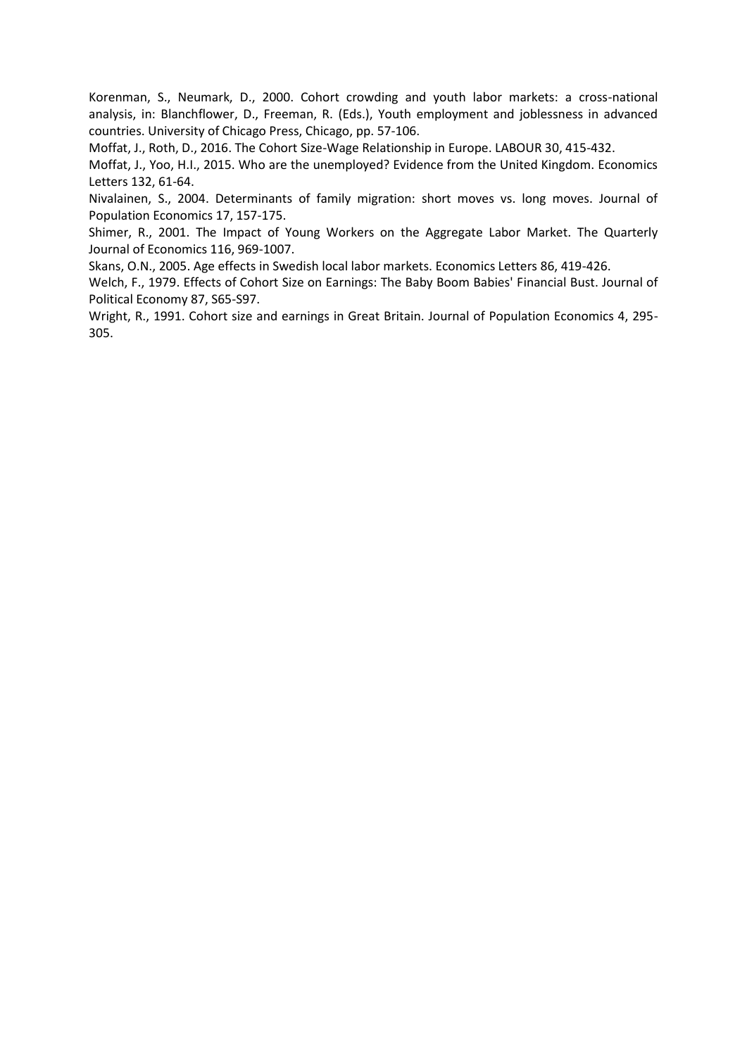Korenman, S., Neumark, D., 2000. Cohort crowding and youth labor markets: a cross-national analysis, in: Blanchflower, D., Freeman, R. (Eds.), Youth employment and joblessness in advanced countries. University of Chicago Press, Chicago, pp. 57-106.

Moffat, J., Roth, D., 2016. The Cohort Size-Wage Relationship in Europe. LABOUR 30, 415-432.

Moffat, J., Yoo, H.I., 2015. Who are the unemployed? Evidence from the United Kingdom. Economics Letters 132, 61-64.

Nivalainen, S., 2004. Determinants of family migration: short moves vs. long moves. Journal of Population Economics 17, 157-175.

Shimer, R., 2001. The Impact of Young Workers on the Aggregate Labor Market. The Quarterly Journal of Economics 116, 969-1007.

Skans, O.N., 2005. Age effects in Swedish local labor markets. Economics Letters 86, 419-426.

Welch, F., 1979. Effects of Cohort Size on Earnings: The Baby Boom Babies' Financial Bust. Journal of Political Economy 87, S65-S97.

Wright, R., 1991. Cohort size and earnings in Great Britain. Journal of Population Economics 4, 295-305.